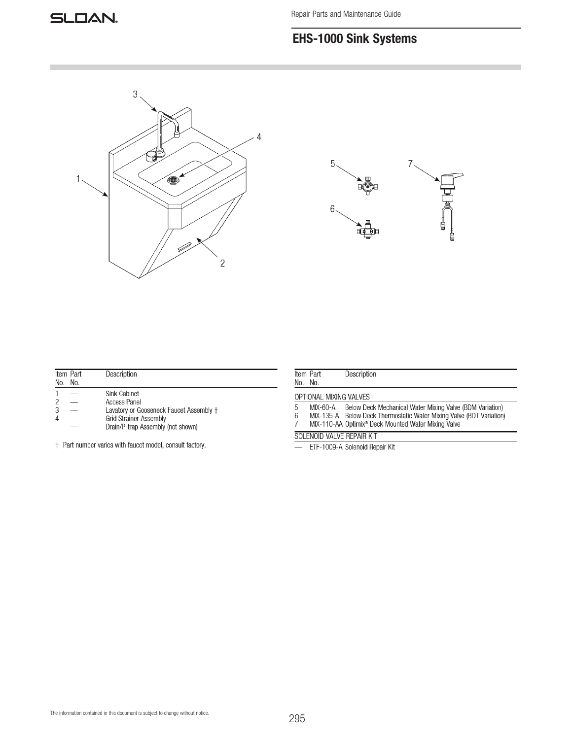# EHS-1000 Sink Systems

Repair Parts and Maintenance Guide

| Item No. | Part No. | Description |
|---|---|---|
| 1 | — | Sink Cabinet |
| 2 | — | Access Panel |
| 3 | — | Lavatory or Gooseneck Faucet Assembly † |
| 4 | — | Grid Strainer Assembly |
| | — | Drain/P-trap Assembly (not shown) |

† Part number varies with faucet model, consult factory.

| Item No. | Part No. | Description |
|---|---|---|
| OPTIONAL MIXING VALVES | | |
| 5 | MIX-60-A | Below Deck Mechanical Water Mixing Valve (BDM Variation) |
| 6 | MIX-135-A | Below Deck Thermostatic Water Mixing Valve (BDT Variation) |
| 7 | MIX-110-AA | Optimix® Deck Mounted Water Mixing Valve |
| SOLENOID VALVE REPAIR KIT | | |
| — | ETF-1009-A | Solenoid Repair Kit |

The information contained in this document is subject to change without notice.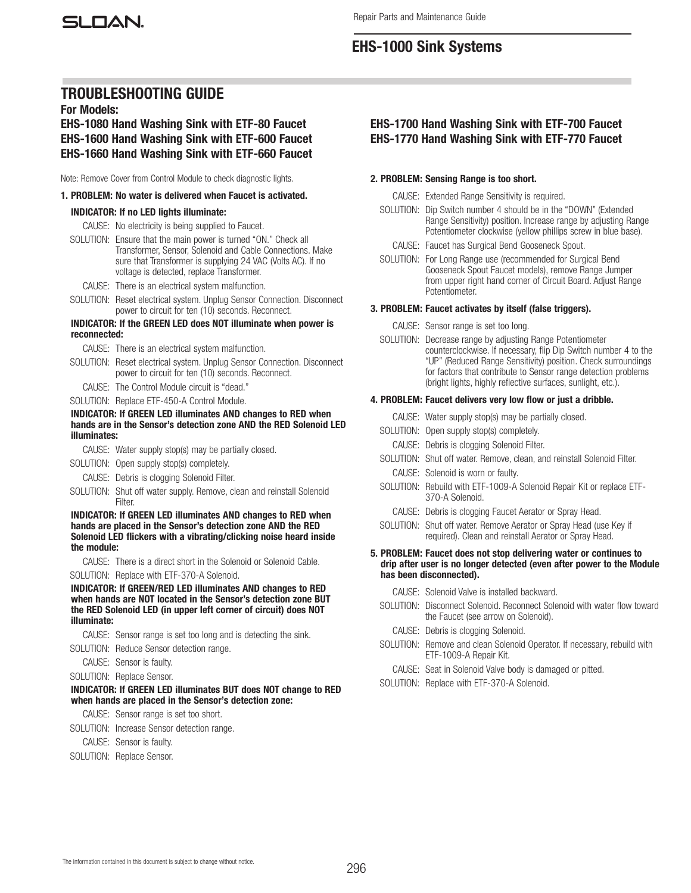## TROUBLESHOOTING GUIDE

### For Models:

**EHS-1080 Hand Washing Sink with ETF-80 Faucet**
**EHS-1600 Hand Washing Sink with ETF-600 Faucet**
**EHS-1660 Hand Washing Sink with ETF-660 Faucet**
**EHS-1700 Hand Washing Sink with ETF-700 Faucet**
**EHS-1770 Hand Washing Sink with ETF-770 Faucet**

Note: Remove Cover from Control Module to check diagnostic lights.

**1. PROBLEM: No water is delivered when Faucet is activated.**

**INDICATOR: If no LED lights illuminate:**

CAUSE: No electricity is being supplied to Faucet.

SOLUTION: Ensure that the main power is turned "ON." Check all Transformer, Sensor, Solenoid and Cable Connections. Make sure that Transformer is supplying 24 VAC (Volts AC). If no voltage is detected, replace Transformer.

CAUSE: There is an electrical system malfunction.

SOLUTION: Reset electrical system. Unplug Sensor Connection. Disconnect power to circuit for ten (10) seconds. Reconnect.

**INDICATOR: If the GREEN LED does NOT illuminate when power is reconnected:**

CAUSE: There is an electrical system malfunction.

SOLUTION: Reset electrical system. Unplug Sensor Connection. Disconnect power to circuit for ten (10) seconds. Reconnect.

CAUSE: The Control Module circuit is "dead."

SOLUTION: Replace ETF-450-A Control Module.

**INDICATOR: If GREEN LED illuminates AND changes to RED when hands are in the Sensor's detection zone AND the RED Solenoid LED illuminates:**

CAUSE: Water supply stop(s) may be partially closed.

SOLUTION: Open supply stop(s) completely.

CAUSE: Debris is clogging Solenoid Filter.

SOLUTION: Shut off water supply. Remove, clean and reinstall Solenoid Filter.

**INDICATOR: If GREEN LED illuminates AND changes to RED when hands are placed in the Sensor's detection zone AND the RED Solenoid LED flickers with a vibrating/clicking noise heard inside the module:**

CAUSE: There is a direct short in the Solenoid or Solenoid Cable.

SOLUTION: Replace with ETF-370-A Solenoid.

**INDICATOR: If GREEN/RED LED illuminates AND changes to RED when hands are NOT located in the Sensor's detection zone BUT the RED Solenoid LED (in upper left corner of circuit) does NOT illuminate:**

CAUSE: Sensor range is set too long and is detecting the sink.

SOLUTION: Reduce Sensor detection range.

CAUSE: Sensor is faulty.

SOLUTION: Replace Sensor.

**INDICATOR: If GREEN LED illuminates BUT does NOT change to RED when hands are placed in the Sensor's detection zone:**

CAUSE: Sensor range is set too short.

SOLUTION: Increase Sensor detection range.

CAUSE: Sensor is faulty.

SOLUTION: Replace Sensor.

**2. PROBLEM: Sensing Range is too short.**

CAUSE: Extended Range Sensitivity is required.

SOLUTION: Dip Switch number 4 should be in the "DOWN" (Extended Range Sensitivity) position. Increase range by adjusting Range Potentiometer clockwise (yellow phillips screw in blue base).

CAUSE: Faucet has Surgical Bend Gooseneck Spout.

SOLUTION: For Long Range use (recommended for Surgical Bend Gooseneck Spout Faucet models), remove Range Jumper from upper right hand corner of Circuit Board. Adjust Range Potentiometer.

**3. PROBLEM: Faucet activates by itself (false triggers).**

CAUSE: Sensor range is set too long.

SOLUTION: Decrease range by adjusting Range Potentiometer counterclockwise. If necessary, flip Dip Switch number 4 to the "UP" (Reduced Range Sensitivity) position. Check surroundings for factors that contribute to Sensor range detection problems (bright lights, highly reflective surfaces, sunlight, etc.).

**4. PROBLEM: Faucet delivers very low flow or just a dribble.**

CAUSE: Water supply stop(s) may be partially closed.

SOLUTION: Open supply stop(s) completely.

CAUSE: Debris is clogging Solenoid Filter.

SOLUTION: Shut off water. Remove, clean, and reinstall Solenoid Filter.

CAUSE: Solenoid is worn or faulty.

SOLUTION: Rebuild with ETF-1009-A Solenoid Repair Kit or replace ETF-370-A Solenoid.

CAUSE: Debris is clogging Faucet Aerator or Spray Head.

SOLUTION: Shut off water. Remove Aerator or Spray Head (use Key if required). Clean and reinstall Aerator or Spray Head.

**5. PROBLEM: Faucet does not stop delivering water or continues to drip after user is no longer detected (even after power to the Module has been disconnected).**

CAUSE: Solenoid Valve is installed backward.

SOLUTION: Disconnect Solenoid. Reconnect Solenoid with water flow toward the Faucet (see arrow on Solenoid).

CAUSE: Debris is clogging Solenoid.

SOLUTION: Remove and clean Solenoid Operator. If necessary, rebuild with ETF-1009-A Repair Kit.

CAUSE: Seat in Solenoid Valve body is damaged or pitted.

SOLUTION: Replace with ETF-370-A Solenoid.

The information contained in this document is subject to change without notice.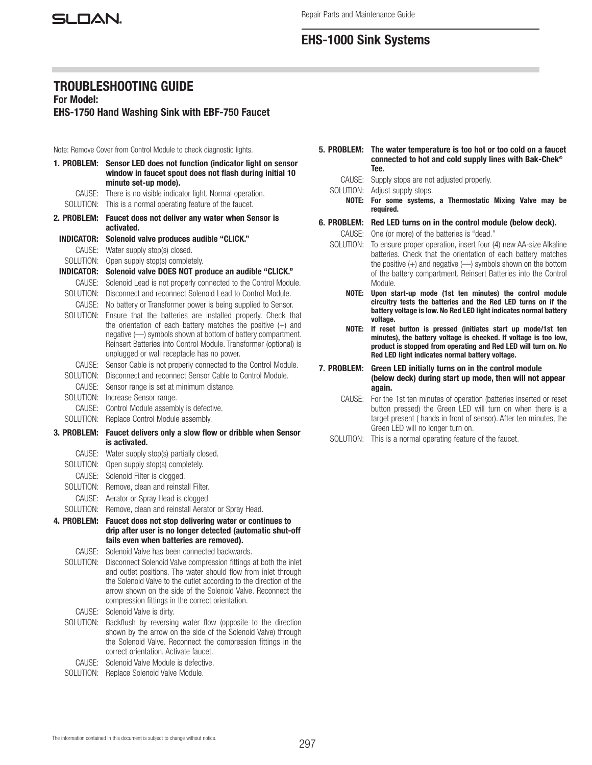# TROUBLESHOOTING GUIDE

**For Model:**
**EHS-1750 Hand Washing Sink with EBF-750 Faucet**

Note: Remove Cover from Control Module to check diagnostic lights.

**1. PROBLEM: Sensor LED does not function (indicator light on sensor window in faucet spout does not flash during initial 10 minute set-up mode).**

CAUSE: There is no visible indicator light. Normal operation.
SOLUTION: This is a normal operating feature of the faucet.

**2. PROBLEM: Faucet does not deliver any water when Sensor is activated.**

**INDICATOR: Solenoid valve produces audible "CLICK."**

CAUSE: Water supply stop(s) closed.
SOLUTION: Open supply stop(s) completely.

**INDICATOR: Solenoid valve DOES NOT produce an audible "CLICK."**

CAUSE: Solenoid Lead is not properly connected to the Control Module.
SOLUTION: Disconnect and reconnect Solenoid Lead to Control Module.

CAUSE: No battery or Transformer power is being supplied to Sensor.
SOLUTION: Ensure that the batteries are installed properly. Check that the orientation of each battery matches the positive (+) and negative (—) symbols shown at bottom of battery compartment. Reinsert Batteries into Control Module. Transformer (optional) is unplugged or wall receptacle has no power.

CAUSE: Sensor Cable is not properly connected to the Control Module.
SOLUTION: Disconnect and reconnect Sensor Cable to Control Module.

CAUSE: Sensor range is set at minimum distance.
SOLUTION: Increase Sensor range.

CAUSE: Control Module assembly is defective.
SOLUTION: Replace Control Module assembly.

**3. PROBLEM: Faucet delivers only a slow flow or dribble when Sensor is activated.**

CAUSE: Water supply stop(s) partially closed.
SOLUTION: Open supply stop(s) completely.

CAUSE: Solenoid Filter is clogged.
SOLUTION: Remove, clean and reinstall Filter.

CAUSE: Aerator or Spray Head is clogged.
SOLUTION: Remove, clean and reinstall Aerator or Spray Head.

**4. PROBLEM: Faucet does not stop delivering water or continues to drip after user is no longer detected (automatic shut-off fails even when batteries are removed).**

CAUSE: Solenoid Valve has been connected backwards.
SOLUTION: Disconnect Solenoid Valve compression fittings at both the inlet and outlet positions. The water should flow from inlet through the Solenoid Valve to the outlet according to the direction of the arrow shown on the side of the Solenoid Valve. Reconnect the compression fittings in the correct orientation.

CAUSE: Solenoid Valve is dirty.
SOLUTION: Backflush by reversing water flow (opposite to the direction shown by the arrow on the side of the Solenoid Valve) through the Solenoid Valve. Reconnect the compression fittings in the correct orientation. Activate faucet.

CAUSE: Solenoid Valve Module is defective.
SOLUTION: Replace Solenoid Valve Module.

**5. PROBLEM: The water temperature is too hot or too cold on a faucet connected to hot and cold supply lines with Bak-Chek® Tee.**

CAUSE: Supply stops are not adjusted properly.
SOLUTION: Adjust supply stops.

**NOTE: For some systems, a Thermostatic Mixing Valve may be required.**

**6. PROBLEM: Red LED turns on in the control module (below deck).**

CAUSE: One (or more) of the batteries is "dead."
SOLUTION: To ensure proper operation, insert four (4) new AA-size Alkaline batteries. Check that the orientation of each battery matches the positive (+) and negative (—) symbols shown on the bottom of the battery compartment. Reinsert Batteries into the Control Module.

**NOTE: Upon start-up mode (1st ten minutes) the control module circuitry tests the batteries and the Red LED turns on if the battery voltage is low. No Red LED light indicates normal battery voltage.**

**NOTE: If reset button is pressed (initiates start up mode/1st ten minutes), the battery voltage is checked. If voltage is too low, product is stopped from operating and Red LED will turn on. No Red LED light indicates normal battery voltage.**

**7. PROBLEM: Green LED initially turns on in the control module (below deck) during start up mode, then will not appear again.**

CAUSE: For the 1st ten minutes of operation (batteries inserted or reset button pressed) the Green LED will turn on when there is a target present ( hands in front of sensor). After ten minutes, the Green LED will no longer turn on.
SOLUTION: This is a normal operating feature of the faucet.

The information contained in this document is subject to change without notice.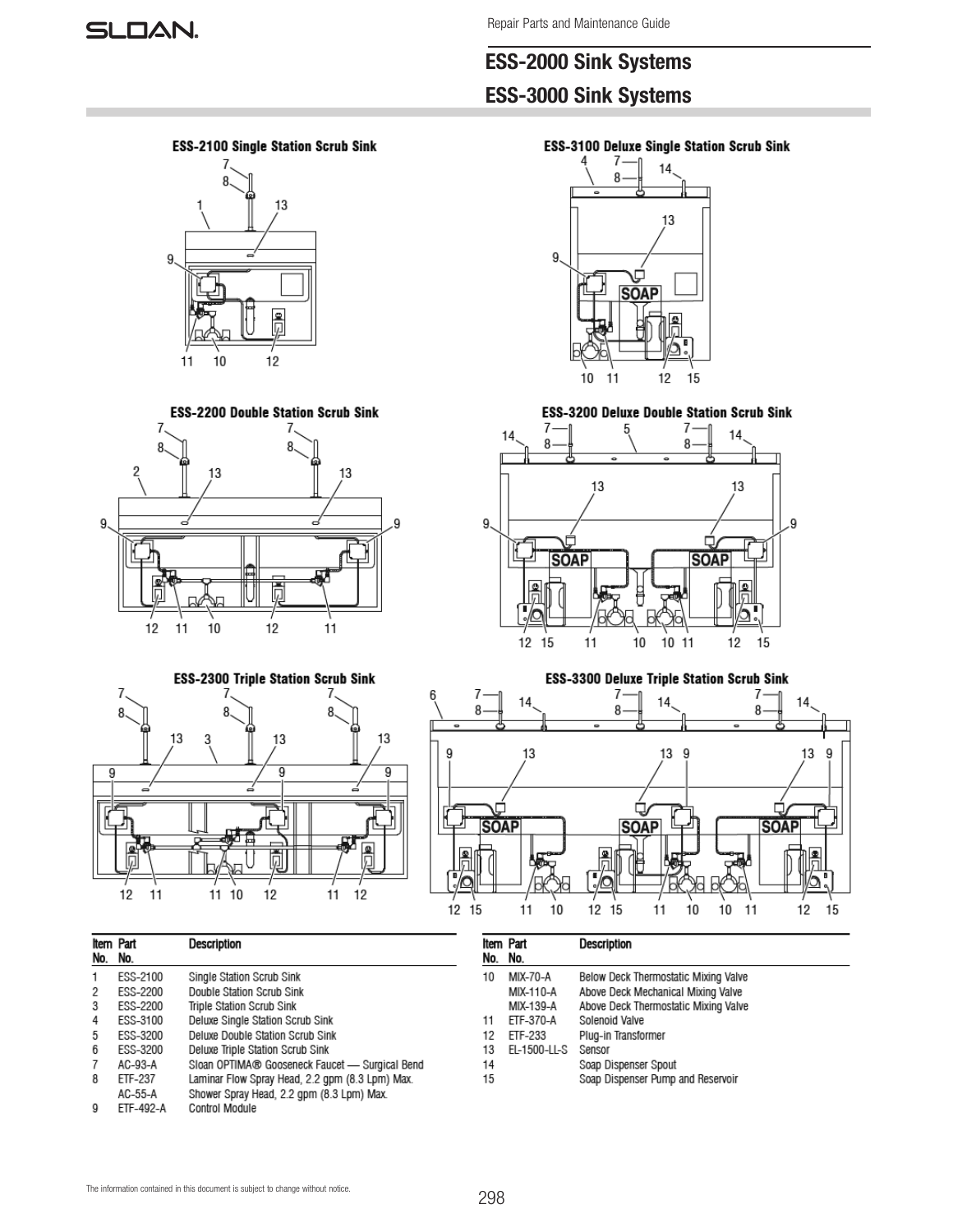# ESS-2000 Sink Systems

# ESS-3000 Sink Systems

### ESS-2100 Single Station Scrub Sink

### ESS-3100 Deluxe Single Station Scrub Sink

### ESS-2200 Double Station Scrub Sink

### ESS-3200 Deluxe Double Station Scrub Sink

### ESS-2300 Triple Station Scrub Sink

### ESS-3300 Deluxe Triple Station Scrub Sink

| Item No. | Part No. | Description |
|---|---|---|
| 1 | ESS-2100 | Single Station Scrub Sink |
| 2 | ESS-2200 | Double Station Scrub Sink |
| 3 | ESS-2200 | Triple Station Scrub Sink |
| 4 | ESS-3100 | Deluxe Single Station Scrub Sink |
| 5 | ESS-3200 | Deluxe Double Station Scrub Sink |
| 6 | ESS-3200 | Deluxe Triple Station Scrub Sink |
| 7 | AC-93-A | Sloan OPTIMA® Gooseneck Faucet — Surgical Bend |
| 8 | ETF-237 | Laminar Flow Spray Head, 2.2 gpm (8.3 Lpm) Max. |
| | AC-55-A | Shower Spray Head, 2.2 gpm (8.3 Lpm) Max. |
| 9 | ETF-492-A | Control Module |

| Item No. | Part No. | Description |
|---|---|---|
| 10 | MIX-70-A | Below Deck Thermostatic Mixing Valve |
| | MIX-110-A | Above Deck Mechanical Mixing Valve |
| | MIX-139-A | Above Deck Thermostatic Mixing Valve |
| 11 | ETF-370-A | Solenoid Valve |
| 12 | ETF-233 | Plug-in Transformer |
| 13 | EL-1500-LL-S | Sensor |
| 14 | | Soap Dispenser Spout |
| 15 | | Soap Dispenser Pump and Reservoir |

The information contained in this document is subject to change without notice.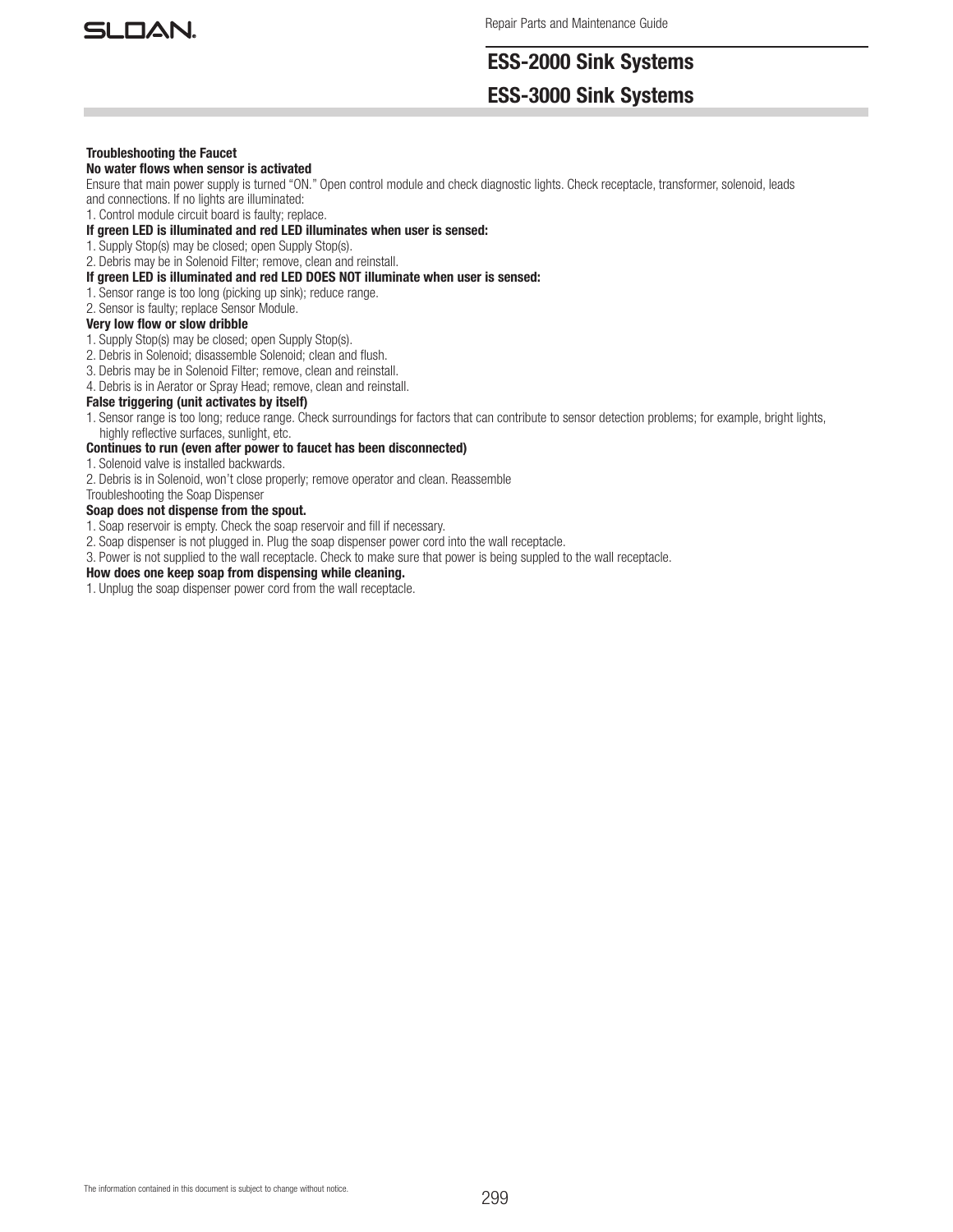# ESS-2000 Sink Systems

# ESS-3000 Sink Systems

### Troubleshooting the Faucet

**No water flows when sensor is activated**

Ensure that main power supply is turned "ON." Open control module and check diagnostic lights. Check receptacle, transformer, solenoid, leads and connections. If no lights are illuminated:

1. Control module circuit board is faulty; replace.

**If green LED is illuminated and red LED illuminates when user is sensed:**

1. Supply Stop(s) may be closed; open Supply Stop(s).
2. Debris may be in Solenoid Filter; remove, clean and reinstall.

**If green LED is illuminated and red LED DOES NOT illuminate when user is sensed:**

1. Sensor range is too long (picking up sink); reduce range.
2. Sensor is faulty; replace Sensor Module.

**Very low flow or slow dribble**

1. Supply Stop(s) may be closed; open Supply Stop(s).
2. Debris in Solenoid; disassemble Solenoid; clean and flush.
3. Debris may be in Solenoid Filter; remove, clean and reinstall.
4. Debris is in Aerator or Spray Head; remove, clean and reinstall.

**False triggering (unit activates by itself)**

1. Sensor range is too long; reduce range. Check surroundings for factors that can contribute to sensor detection problems; for example, bright lights, highly reflective surfaces, sunlight, etc.

**Continues to run (even after power to faucet has been disconnected)**

1. Solenoid valve is installed backwards.
2. Debris is in Solenoid, won't close properly; remove operator and clean. Reassemble

Troubleshooting the Soap Dispenser

**Soap does not dispense from the spout.**

1. Soap reservoir is empty. Check the soap reservoir and fill if necessary.
2. Soap dispenser is not plugged in. Plug the soap dispenser power cord into the wall receptacle.
3. Power is not supplied to the wall receptacle. Check to make sure that power is being suppled to the wall receptacle.

**How does one keep soap from dispensing while cleaning.**

1. Unplug the soap dispenser power cord from the wall receptacle.

The information contained in this document is subject to change without notice.